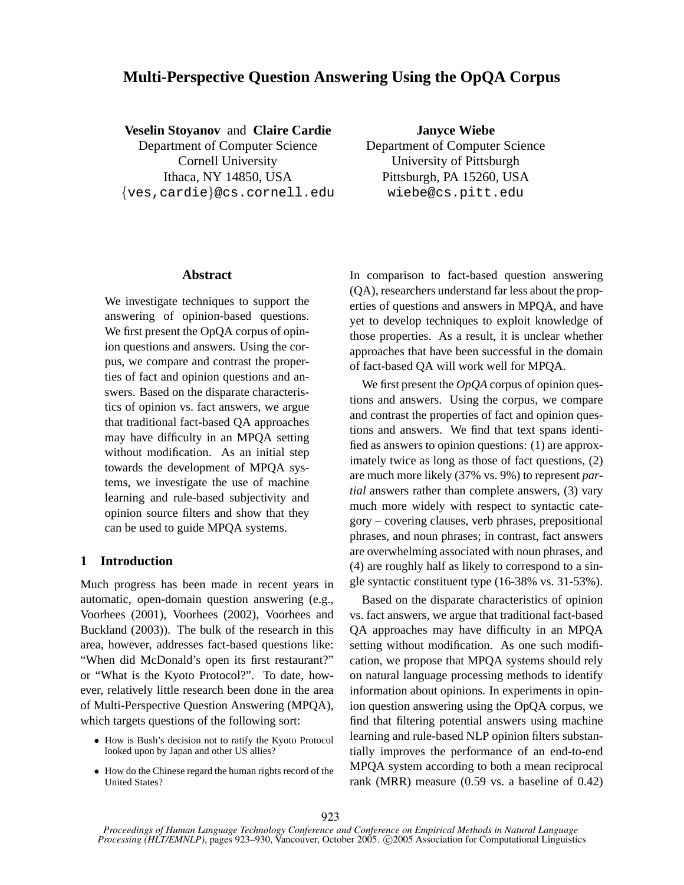# Multi-Perspective Question Answering Using the OpQA Corpus

**Veselin Stoyanov** and **Claire Cardie**
Department of Computer Science
Cornell University
Ithaca, NY 14850, USA
{ves,cardie}@cs.cornell.edu

**Janyce Wiebe**
Department of Computer Science
University of Pittsburgh
Pittsburgh, PA 15260, USA
wiebe@cs.pitt.edu

## Abstract

We investigate techniques to support the answering of opinion-based questions. We first present the OpQA corpus of opinion questions and answers. Using the corpus, we compare and contrast the properties of fact and opinion questions and answers. Based on the disparate characteristics of opinion vs. fact answers, we argue that traditional fact-based QA approaches may have difficulty in an MPQA setting without modification. As an initial step towards the development of MPQA systems, we investigate the use of machine learning and rule-based subjectivity and opinion source filters and show that they can be used to guide MPQA systems.

## 1 Introduction

Much progress has been made in recent years in automatic, open-domain question answering (e.g., Voorhees (2001), Voorhees (2002), Voorhees and Buckland (2003)). The bulk of the research in this area, however, addresses fact-based questions like: "When did McDonald's open its first restaurant?" or "What is the Kyoto Protocol?". To date, however, relatively little research been done in the area of Multi-Perspective Question Answering (MPQA), which targets questions of the following sort:

- How is Bush's decision not to ratify the Kyoto Protocol looked upon by Japan and other US allies?
- How do the Chinese regard the human rights record of the United States?

In comparison to fact-based question answering (QA), researchers understand far less about the properties of questions and answers in MPQA, and have yet to develop techniques to exploit knowledge of those properties. As a result, it is unclear whether approaches that have been successful in the domain of fact-based QA will work well for MPQA.

We first present the *OpQA* corpus of opinion questions and answers. Using the corpus, we compare and contrast the properties of fact and opinion questions and answers. We find that text spans identified as answers to opinion questions: (1) are approximately twice as long as those of fact questions, (2) are much more likely (37% vs. 9%) to represent *partial* answers rather than complete answers, (3) vary much more widely with respect to syntactic category – covering clauses, verb phrases, prepositional phrases, and noun phrases; in contrast, fact answers are overwhelming associated with noun phrases, and (4) are roughly half as likely to correspond to a single syntactic constituent type (16-38% vs. 31-53%).

Based on the disparate characteristics of opinion vs. fact answers, we argue that traditional fact-based QA approaches may have difficulty in an MPQA setting without modification. As one such modification, we propose that MPQA systems should rely on natural language processing methods to identify information about opinions. In experiments in opinion question answering using the OpQA corpus, we find that filtering potential answers using machine learning and rule-based NLP opinion filters substantially improves the performance of an end-to-end MPQA system according to both a mean reciprocal rank (MRR) measure (0.59 vs. a baseline of 0.42)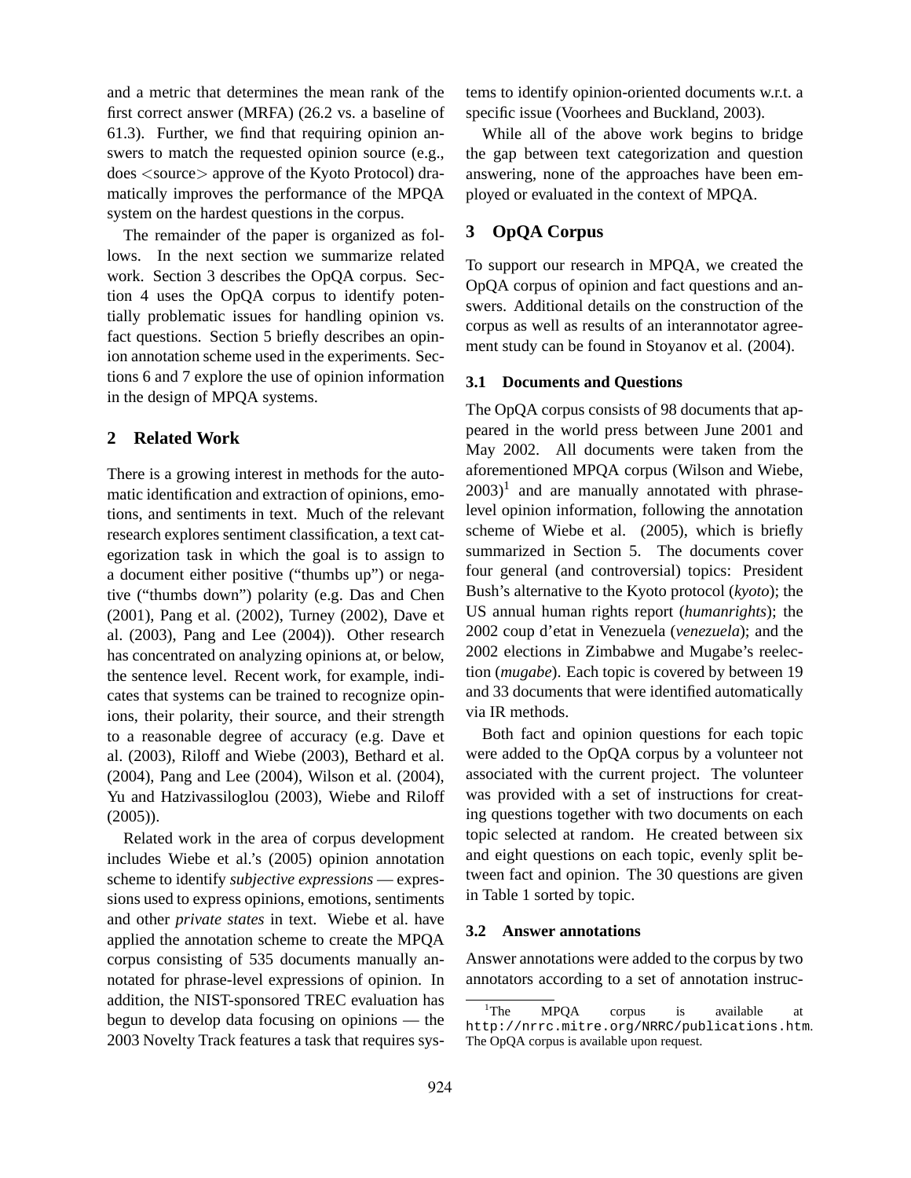and a metric that determines the mean rank of the first correct answer (MRFA) (26.2 vs. a baseline of 61.3). Further, we find that requiring opinion answers to match the requested opinion source (e.g., does <source> approve of the Kyoto Protocol) dramatically improves the performance of the MPQA system on the hardest questions in the corpus.

The remainder of the paper is organized as follows. In the next section we summarize related work. Section 3 describes the OpQA corpus. Section 4 uses the OpQA corpus to identify potentially problematic issues for handling opinion vs. fact questions. Section 5 briefly describes an opinion annotation scheme used in the experiments. Sections 6 and 7 explore the use of opinion information in the design of MPQA systems.

## 2 Related Work

There is a growing interest in methods for the automatic identification and extraction of opinions, emotions, and sentiments in text. Much of the relevant research explores sentiment classification, a text categorization task in which the goal is to assign to a document either positive ("thumbs up") or negative ("thumbs down") polarity (e.g. Das and Chen (2001), Pang et al. (2002), Turney (2002), Dave et al. (2003), Pang and Lee (2004)). Other research has concentrated on analyzing opinions at, or below, the sentence level. Recent work, for example, indicates that systems can be trained to recognize opinions, their polarity, their source, and their strength to a reasonable degree of accuracy (e.g. Dave et al. (2003), Riloff and Wiebe (2003), Bethard et al. (2004), Pang and Lee (2004), Wilson et al. (2004), Yu and Hatzivassiloglou (2003), Wiebe and Riloff (2005)).

Related work in the area of corpus development includes Wiebe et al.'s (2005) opinion annotation scheme to identify *subjective expressions* — expressions used to express opinions, emotions, sentiments and other *private states* in text. Wiebe et al. have applied the annotation scheme to create the MPQA corpus consisting of 535 documents manually annotated for phrase-level expressions of opinion. In addition, the NIST-sponsored TREC evaluation has begun to develop data focusing on opinions — the 2003 Novelty Track features a task that requires systems to identify opinion-oriented documents w.r.t. a specific issue (Voorhees and Buckland, 2003).

While all of the above work begins to bridge the gap between text categorization and question answering, none of the approaches have been employed or evaluated in the context of MPQA.

## 3 OpQA Corpus

To support our research in MPQA, we created the OpQA corpus of opinion and fact questions and answers. Additional details on the construction of the corpus as well as results of an interannotator agreement study can be found in Stoyanov et al. (2004).

### 3.1 Documents and Questions

The OpQA corpus consists of 98 documents that appeared in the world press between June 2001 and May 2002. All documents were taken from the aforementioned MPQA corpus (Wilson and Wiebe, 2003)[1] and are manually annotated with phrase-level opinion information, following the annotation scheme of Wiebe et al. (2005), which is briefly summarized in Section 5. The documents cover four general (and controversial) topics: President Bush's alternative to the Kyoto protocol (*kyoto*); the US annual human rights report (*humanrights*); the 2002 coup d'etat in Venezuela (*venezuela*); and the 2002 elections in Zimbabwe and Mugabe's reelection (*mugabe*). Each topic is covered by between 19 and 33 documents that were identified automatically via IR methods.

Both fact and opinion questions for each topic were added to the OpQA corpus by a volunteer not associated with the current project. The volunteer was provided with a set of instructions for creating questions together with two documents on each topic selected at random. He created between six and eight questions on each topic, evenly split between fact and opinion. The 30 questions are given in Table 1 sorted by topic.

### 3.2 Answer annotations

Answer annotations were added to the corpus by two annotators according to a set of annotation instruc-

[1] The MPQA corpus is available at `http://nrrc.mitre.org/NRRC/publications.htm`. The OpQA corpus is available upon request.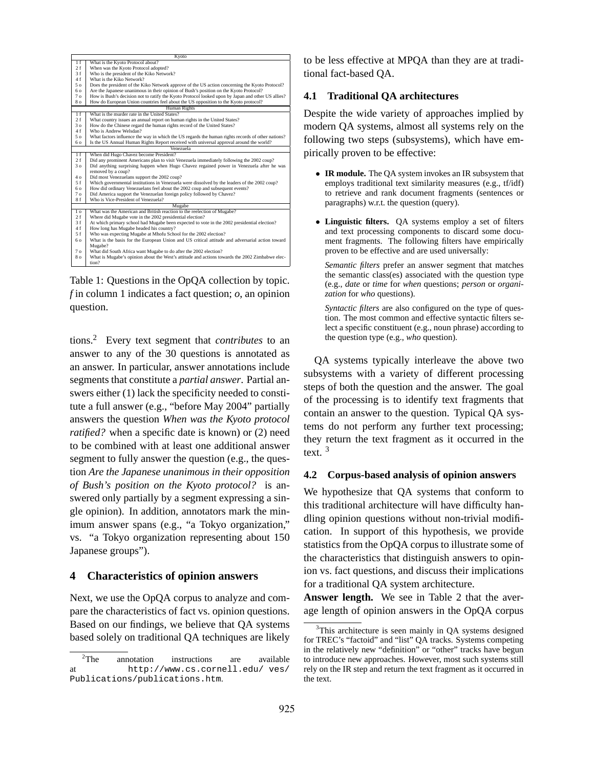| | Kyoto |
|---|---|
| 1 f | What is the Kyoto Protocol about? |
| 2 f | When was the Kyoto Protocol adopted? |
| 3 f | Who is the president of the Kiko Network? |
| 4 f | What is the Kiko Network? |
| 5 o | Does the president of the Kiko Network approve of the US action concerning the Kyoto Protocol? |
| 6 o | Are the Japanese unanimous in their opinion of Bush's position on the Kyoto Protocol? |
| 7 o | How is Bush's decision not to ratify the Kyoto Protocol looked upon by Japan and other US allies? |
| 8 o | How do European Union countries feel about the US opposition to the Kyoto protocol? |
| | Human Rights |
| 1 f | What is the murder rate in the United States? |
| 2 f | What country issues an annual report on human rights in the United States? |
| 3 o | How do the Chinese regard the human rights record of the United States? |
| 4 f | Who is Andrew Welsdan? |
| 5 o | What factors influence the way in which the US regards the human rights records of other nations? |
| 6 o | Is the US Annual Human Rights Report received with universal approval around the world? |
| | Venezuela |
| 1 f | When did Hugo Chavez become President? |
| 2 f | Did any prominent Americans plan to visit Venezuela immediately following the 2002 coup? |
| 3 o | Did anything surprising happen when Hugo Chavez regained power in Venezuela after he was removed by a coup? |
| 4 o | Did most Venezuelans support the 2002 coup? |
| 5 f | Which governmental institutions in Venezuela were dissolved by the leaders of the 2002 coup? |
| 6 o | How did ordinary Venezuelans feel about the 2002 coup and subsequent events? |
| 7 o | Did America support the Venezuelan foreign policy followed by Chavez? |
| 8 f | Who is Vice-President of Venezuela? |
| | Mugabe |
| 1 o | What was the American and British reaction to the reelection of Mugabe? |
| 2 f | Where did Mugabe vote in the 2002 presidential election? |
| 3 f | At which primary school had Mugabe been expected to vote in the 2002 presidential election? |
| 4 f | How long has Mugabe headed his country? |
| 5 f | Who was expecting Mugabe at Mhofu School for the 2002 election? |
| 6 o | What is the basis for the European Union and US critical attitude and adversarial action toward Mugabe? |
| 7 o | What did South Africa want Mugabe to do after the 2002 election? |
| 8 o | What is Mugabe's opinion about the West's attitude and actions towards the 2002 Zimbabwe election? |

Table 1: Questions in the OpQA collection by topic. *f* in column 1 indicates a fact question; *o*, an opinion question.

tions.[2] Every text segment that *contributes* to an answer to any of the 30 questions is annotated as an answer. In particular, answer annotations include segments that constitute a *partial answer*. Partial answers either (1) lack the specificity needed to constitute a full answer (e.g., "before May 2004" partially answers the question *When was the Kyoto protocol ratified?* when a specific date is known) or (2) need to be combined with at least one additional answer segment to fully answer the question (e.g., the question *Are the Japanese unanimous in their opposition of Bush's position on the Kyoto protocol?* is answered only partially by a segment expressing a single opinion). In addition, annotators mark the minimum answer spans (e.g., "a Tokyo organization," vs. "a Tokyo organization representing about 150 Japanese groups").

## 4 Characteristics of opinion answers

Next, we use the OpQA corpus to analyze and compare the characteristics of fact vs. opinion questions. Based on our findings, we believe that QA systems based solely on traditional QA techniques are likely to be less effective at MPQA than they are at traditional fact-based QA.

### 4.1 Traditional QA architectures

Despite the wide variety of approaches implied by modern QA systems, almost all systems rely on the following two steps (subsystems), which have empirically proven to be effective:

- **IR module.** The QA system invokes an IR subsystem that employs traditional text similarity measures (e.g., tf/idf) to retrieve and rank document fragments (sentences or paragraphs) w.r.t. the question (query).

- **Linguistic filters.** QA systems employ a set of filters and text processing components to discard some document fragments. The following filters have empirically proven to be effective and are used universally:

  *Semantic filters* prefer an answer segment that matches the semantic class(es) associated with the question type (e.g., *date* or *time* for *when* questions; *person* or *organization* for *who* questions).

  *Syntactic filters* are also configured on the type of question. The most common and effective syntactic filters select a specific constituent (e.g., noun phrase) according to the question type (e.g., *who* question).

QA systems typically interleave the above two subsystems with a variety of different processing steps of both the question and the answer. The goal of the processing is to identify text fragments that contain an answer to the question. Typical QA systems do not perform any further text processing; they return the text fragment as it occurred in the text. [3]

### 4.2 Corpus-based analysis of opinion answers

We hypothesize that QA systems that conform to this traditional architecture will have difficulty handling opinion questions without non-trivial modification. In support of this hypothesis, we provide statistics from the OpQA corpus to illustrate some of the characteristics that distinguish answers to opinion vs. fact questions, and discuss their implications for a traditional QA system architecture.

**Answer length.** We see in Table 2 that the average length of opinion answers in the OpQA corpus

[2] The annotation instructions are available at http://www.cs.cornell.edu/ ves/ Publications/publications.htm.

[3] This architecture is seen mainly in QA systems designed for TREC's "factoid" and "list" QA tracks. Systems competing in the relatively new "definition" or "other" tracks have begun to introduce new approaches. However, most such systems still rely on the IR step and return the text fragment as it occurred in the text.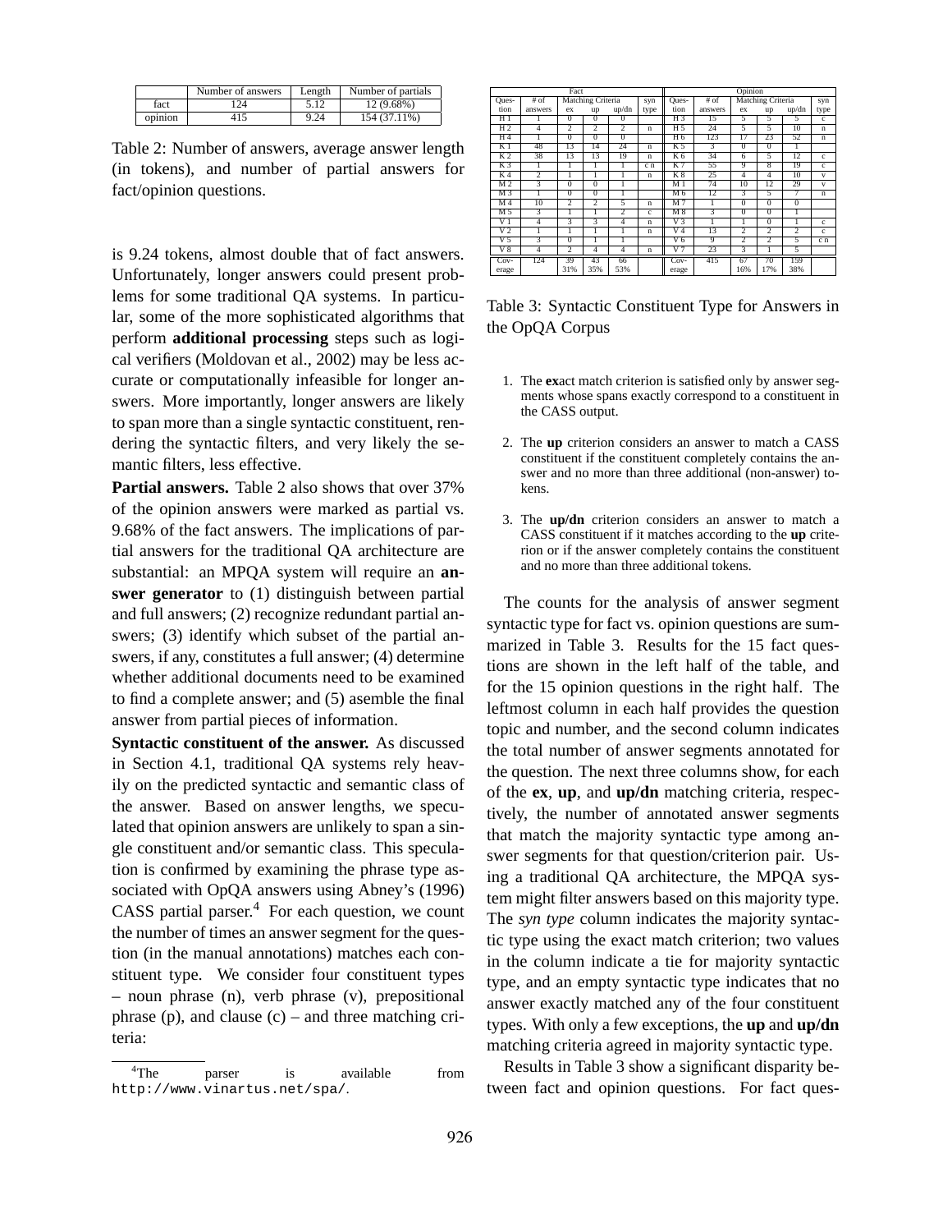|  | Number of answers | Length | Number of partials |
|---|---|---|---|
| fact | 124 | 5.12 | 12 (9.68%) |
| opinion | 415 | 9.24 | 154 (37.11%) |

Table 2: Number of answers, average answer length (in tokens), and number of partial answers for fact/opinion questions.

is 9.24 tokens, almost double that of fact answers. Unfortunately, longer answers could present problems for some traditional QA systems. In particular, some of the more sophisticated algorithms that perform **additional processing** steps such as logical verifiers (Moldovan et al., 2002) may be less accurate or computationally infeasible for longer answers. More importantly, longer answers are likely to span more than a single syntactic constituent, rendering the syntactic filters, and very likely the semantic filters, less effective.

**Partial answers.** Table 2 also shows that over 37% of the opinion answers were marked as partial vs. 9.68% of the fact answers. The implications of partial answers for the traditional QA architecture are substantial: an MPQA system will require an **answer generator** to (1) distinguish between partial and full answers; (2) recognize redundant partial answers; (3) identify which subset of the partial answers, if any, constitutes a full answer; (4) determine whether additional documents need to be examined to find a complete answer; and (5) asemble the final answer from partial pieces of information.

**Syntactic constituent of the answer.** As discussed in Section 4.1, traditional QA systems rely heavily on the predicted syntactic and semantic class of the answer. Based on answer lengths, we speculated that opinion answers are unlikely to span a single constituent and/or semantic class. This speculation is confirmed by examining the phrase type associated with OpQA answers using Abney's (1996) CASS partial parser.[4] For each question, we count the number of times an answer segment for the question (in the manual annotations) matches each constituent type. We consider four constituent types – noun phrase (n), verb phrase (v), prepositional phrase (p), and clause (c) – and three matching criteria:

[4]The parser is available from http://www.vinartus.net/spa/.

| Fact | | | | | | Opinion | | | | | |
|---|---|---|---|---|---|---|---|---|---|---|---|
| Question | # of answers | Matching Criteria | | | syn type | Question | # of answers | Matching Criteria | | | syn type |
|  |  | ex | up | up/dn |  |  |  | ex | up | up/dn |  |
| H 1 | 1 | 0 | 0 | 0 |  | H 3 | 15 | 5 | 5 | 5 | c |
| H 2 | 4 | 2 | 2 | 2 | n | H 5 | 24 | 5 | 5 | 10 | n |
| H 4 | 1 | 0 | 0 | 0 |  | H 6 | 123 | 17 | 23 | 52 | n |
| K 1 | 48 | 13 | 14 | 24 | n | K 5 | 3 | 0 | 0 | 1 |  |
| K 2 | 38 | 13 | 13 | 19 | n | K 6 | 34 | 6 | 5 | 12 | c |
| K 3 | 1 | 1 | 1 | 1 | c n | K 7 | 55 | 9 | 8 | 19 | c |
| K 4 | 2 | 1 | 1 | 1 | n | K 8 | 25 | 4 | 4 | 10 | v |
| M 2 | 3 | 0 | 0 | 1 |  | M 1 | 74 | 10 | 12 | 29 | v |
| M 3 | 1 | 0 | 0 | 1 |  | M 6 | 12 | 3 | 5 | 7 | n |
| M 4 | 10 | 2 | 2 | 5 | n | M 7 | 1 | 0 | 0 | 0 |  |
| M 5 | 3 | 1 | 1 | 2 | c | M 8 | 3 | 0 | 0 | 1 |  |
| V 1 | 4 | 3 | 3 | 4 | n | V 3 | 1 | 1 | 0 | 1 | c |
| V 2 | 1 | 1 | 1 | 1 | n | V 4 | 13 | 2 | 2 | 2 | c |
| V 5 | 3 | 0 | 1 | 1 |  | V 6 | 9 | 2 | 2 | 5 | c n |
| V 8 | 4 | 2 | 4 | 4 | n | V 7 | 23 | 3 | 1 | 5 |  |
| Coverage | 124 | 39<br>31% | 43<br>35% | 66<br>53% |  | Coverage | 415 | 67<br>16% | 70<br>17% | 159<br>38% |  |

Table 3: Syntactic Constituent Type for Answers in the OpQA Corpus

1. The **ex**act match criterion is satisfied only by answer segments whose spans exactly correspond to a constituent in the CASS output.
2. The **up** criterion considers an answer to match a CASS constituent if the constituent completely contains the answer and no more than three additional (non-answer) tokens.
3. The **up/dn** criterion considers an answer to match a CASS constituent if it matches according to the **up** criterion or if the answer completely contains the constituent and no more than three additional tokens.

The counts for the analysis of answer segment syntactic type for fact vs. opinion questions are summarized in Table 3. Results for the 15 fact questions are shown in the left half of the table, and for the 15 opinion questions in the right half. The leftmost column in each half provides the question topic and number, and the second column indicates the total number of answer segments annotated for the question. The next three columns show, for each of the **ex**, **up**, and **up/dn** matching criteria, respectively, the number of annotated answer segments that match the majority syntactic type among answer segments for that question/criterion pair. Using a traditional QA architecture, the MPQA system might filter answers based on this majority type. The *syn type* column indicates the majority syntactic type using the exact match criterion; two values in the column indicate a tie for majority syntactic type, and an empty syntactic type indicates that no answer exactly matched any of the four constituent types. With only a few exceptions, the **up** and **up/dn** matching criteria agreed in majority syntactic type.

Results in Table 3 show a significant disparity between fact and opinion questions. For fact ques-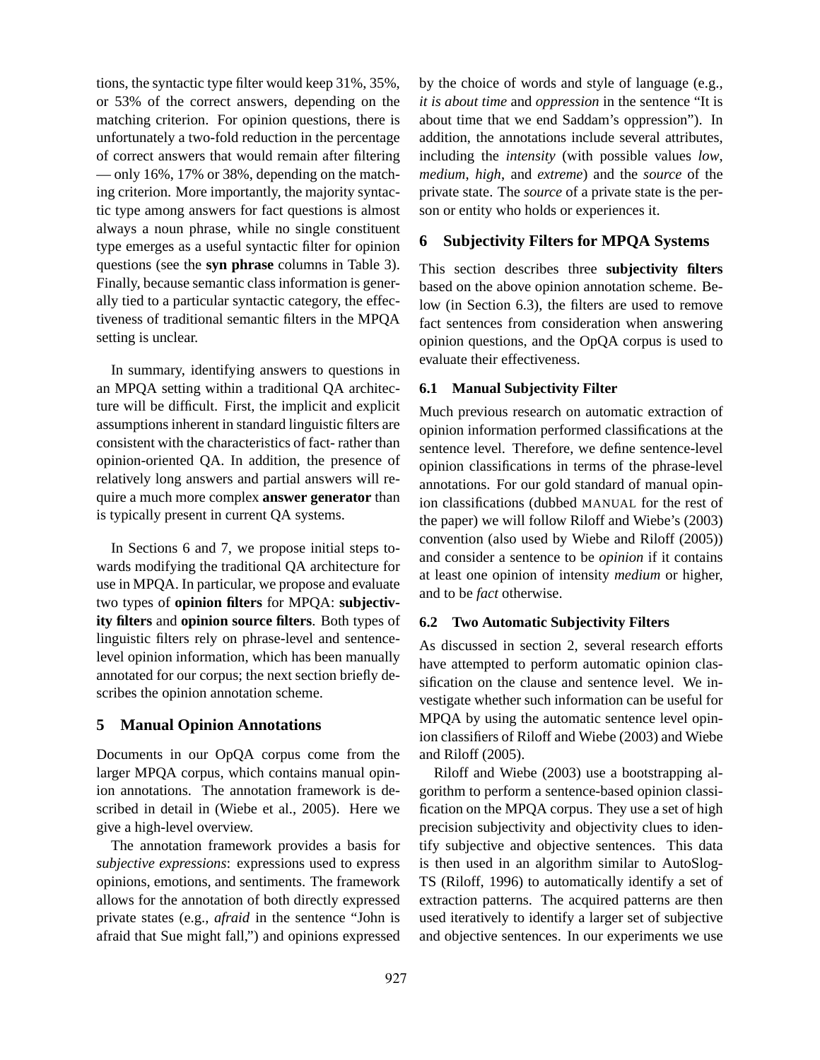tions, the syntactic type filter would keep 31%, 35%, or 53% of the correct answers, depending on the matching criterion. For opinion questions, there is unfortunately a two-fold reduction in the percentage of correct answers that would remain after filtering — only 16%, 17% or 38%, depending on the matching criterion. More importantly, the majority syntactic type among answers for fact questions is almost always a noun phrase, while no single constituent type emerges as a useful syntactic filter for opinion questions (see the **syn phrase** columns in Table 3). Finally, because semantic class information is generally tied to a particular syntactic category, the effectiveness of traditional semantic filters in the MPQA setting is unclear.

In summary, identifying answers to questions in an MPQA setting within a traditional QA architecture will be difficult. First, the implicit and explicit assumptions inherent in standard linguistic filters are consistent with the characteristics of fact- rather than opinion-oriented QA. In addition, the presence of relatively long answers and partial answers will require a much more complex **answer generator** than is typically present in current QA systems.

In Sections 6 and 7, we propose initial steps towards modifying the traditional QA architecture for use in MPQA. In particular, we propose and evaluate two types of **opinion filters** for MPQA: **subjectivity filters** and **opinion source filters**. Both types of linguistic filters rely on phrase-level and sentence-level opinion information, which has been manually annotated for our corpus; the next section briefly describes the opinion annotation scheme.

## 5 Manual Opinion Annotations

Documents in our OpQA corpus come from the larger MPQA corpus, which contains manual opinion annotations. The annotation framework is described in detail in (Wiebe et al., 2005). Here we give a high-level overview.

The annotation framework provides a basis for *subjective expressions*: expressions used to express opinions, emotions, and sentiments. The framework allows for the annotation of both directly expressed private states (e.g., *afraid* in the sentence "John is afraid that Sue might fall,") and opinions expressed by the choice of words and style of language (e.g., *it is about time* and *oppression* in the sentence "It is about time that we end Saddam's oppression"). In addition, the annotations include several attributes, including the *intensity* (with possible values *low*, *medium*, *high*, and *extreme*) and the *source* of the private state. The *source* of a private state is the person or entity who holds or experiences it.

## 6 Subjectivity Filters for MPQA Systems

This section describes three **subjectivity filters** based on the above opinion annotation scheme. Below (in Section 6.3), the filters are used to remove fact sentences from consideration when answering opinion questions, and the OpQA corpus is used to evaluate their effectiveness.

### 6.1 Manual Subjectivity Filter

Much previous research on automatic extraction of opinion information performed classifications at the sentence level. Therefore, we define sentence-level opinion classifications in terms of the phrase-level annotations. For our gold standard of manual opinion classifications (dubbed MANUAL for the rest of the paper) we will follow Riloff and Wiebe's (2003) convention (also used by Wiebe and Riloff (2005)) and consider a sentence to be *opinion* if it contains at least one opinion of intensity *medium* or higher, and to be *fact* otherwise.

### 6.2 Two Automatic Subjectivity Filters

As discussed in section 2, several research efforts have attempted to perform automatic opinion classification on the clause and sentence level. We investigate whether such information can be useful for MPQA by using the automatic sentence level opinion classifiers of Riloff and Wiebe (2003) and Wiebe and Riloff (2005).

Riloff and Wiebe (2003) use a bootstrapping algorithm to perform a sentence-based opinion classification on the MPQA corpus. They use a set of high precision subjectivity and objectivity clues to identify subjective and objective sentences. This data is then used in an algorithm similar to AutoSlog-TS (Riloff, 1996) to automatically identify a set of extraction patterns. The acquired patterns are then used iteratively to identify a larger set of subjective and objective sentences. In our experiments we use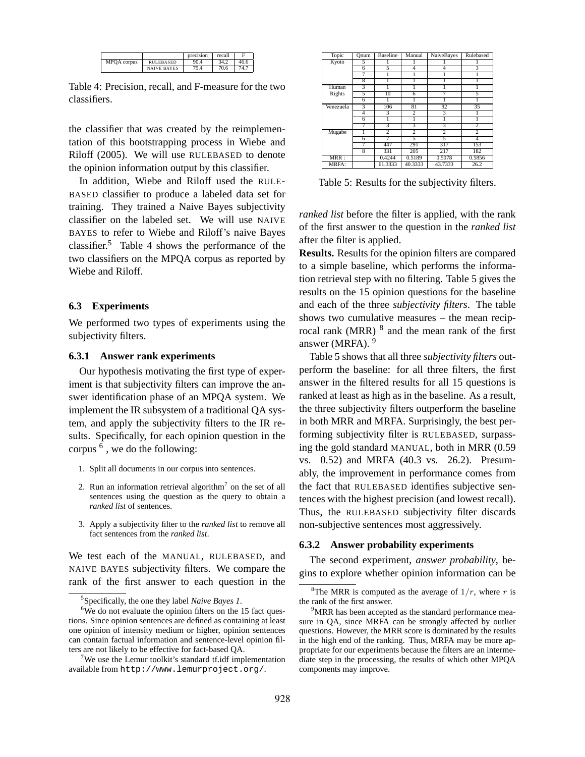| | | precision | recall | F |
|---|---|---|---|---|
| MPQA corpus | RULEBASED | 90.4 | 34.2 | 46.6 |
| | NAIVE BAYES | 79.4 | 70.6 | 74.7 |

Table 4: Precision, recall, and F-measure for the two classifiers.

the classifier that was created by the reimplementation of this bootstrapping process in Wiebe and Riloff (2005). We will use RULEBASED to denote the opinion information output by this classifier.

In addition, Wiebe and Riloff used the RULEBASED classifier to produce a labeled data set for training. They trained a Naive Bayes subjectivity classifier on the labeled set. We will use NAIVE BAYES to refer to Wiebe and Riloff's naive Bayes classifier.[5] Table 4 shows the performance of the two classifiers on the MPQA corpus as reported by Wiebe and Riloff.

### 6.3 Experiments

We performed two types of experiments using the subjectivity filters.

#### 6.3.1 Answer rank experiments

Our hypothesis motivating the first type of experiment is that subjectivity filters can improve the answer identification phase of an MPQA system. We implement the IR subsystem of a traditional QA system, and apply the subjectivity filters to the IR results. Specifically, for each opinion question in the corpus [6], we do the following:

1. Split all documents in our corpus into sentences.
2. Run an information retrieval algorithm[7] on the set of all sentences using the question as the query to obtain a *ranked list* of sentences.
3. Apply a subjectivity filter to the *ranked list* to remove all fact sentences from the *ranked list*.

We test each of the MANUAL, RULEBASED, and NAIVE BAYES subjectivity filters. We compare the rank of the first answer to each question in the *ranked list* before the filter is applied, with the rank of the first answer to the question in the *ranked list* after the filter is applied.

| Topic | Qnum | Baseline | Manual | NaiveBayes | Rulebased |
|---|---|---|---|---|---|
| Kyoto | 5 | 1 | 1 | 1 | 1 |
| | 6 | 5 | 4 | 4 | 3 |
| | 7 | 1 | 1 | 1 | 1 |
| | 8 | 1 | 1 | 1 | 1 |
| Human Rights | 3 | 1 | 1 | 1 | 1 |
| | 5 | 10 | 6 | 7 | 5 |
| | 6 | 1 | 1 | 1 | 1 |
| Venezuela | 3 | 106 | 81 | 92 | 35 |
| | 4 | 3 | 2 | 3 | 1 |
| | 6 | 1 | 1 | 1 | 1 |
| | 7 | 3 | 3 | 3 | 2 |
| Mugabe | 1 | 2 | 2 | 2 | 2 |
| | 6 | 7 | 5 | 5 | 4 |
| | 7 | 447 | 291 | 317 | 153 |
| | 8 | 331 | 205 | 217 | 182 |
| MRR : | | 0.4244 | 0.5189 | 0.5078 | 0.5856 |
| MRFA: | | 61.3333 | 40.3333 | 43.7333 | 26.2 |

Table 5: Results for the subjectivity filters.

**Results.** Results for the opinion filters are compared to a simple baseline, which performs the information retrieval step with no filtering. Table 5 gives the results on the 15 opinion questions for the baseline and each of the three *subjectivity filters*. The table shows two cumulative measures – the mean reciprocal rank (MRR) [8] and the mean rank of the first answer (MRFA). [9]

Table 5 shows that all three *subjectivity filters* outperform the baseline: for all three filters, the first answer in the filtered results for all 15 questions is ranked at least as high as in the baseline. As a result, the three subjectivity filters outperform the baseline in both MRR and MRFA. Surprisingly, the best performing subjectivity filter is RULEBASED, surpassing the gold standard MANUAL, both in MRR (0.59 vs. 0.52) and MRFA (40.3 vs. 26.2). Presumably, the improvement in performance comes from the fact that RULEBASED identifies subjective sentences with the highest precision (and lowest recall). Thus, the RULEBASED subjectivity filter discards non-subjective sentences most aggressively.

#### 6.3.2 Answer probability experiments

The second experiment, *answer probability*, begins to explore whether opinion information can be

[5] Specifically, the one they label *Naive Bayes 1*.

[6] We do not evaluate the opinion filters on the 15 fact questions. Since opinion sentences are defined as containing at least one opinion of intensity medium or higher, opinion sentences can contain factual information and sentence-level opinion filters are not likely to be effective for fact-based QA.

[7] We use the Lemur toolkit's standard tf.idf implementation available from `http://www.lemurproject.org/`.

[8] The MRR is computed as the average of $1/r$, where $r$ is the rank of the first answer.

[9] MRR has been accepted as the standard performance measure in QA, since MRFA can be strongly affected by outlier questions. However, the MRR score is dominated by the results in the high end of the ranking. Thus, MRFA may be more appropriate for our experiments because the filters are an intermediate step in the processing, the results of which other MPQA components may improve.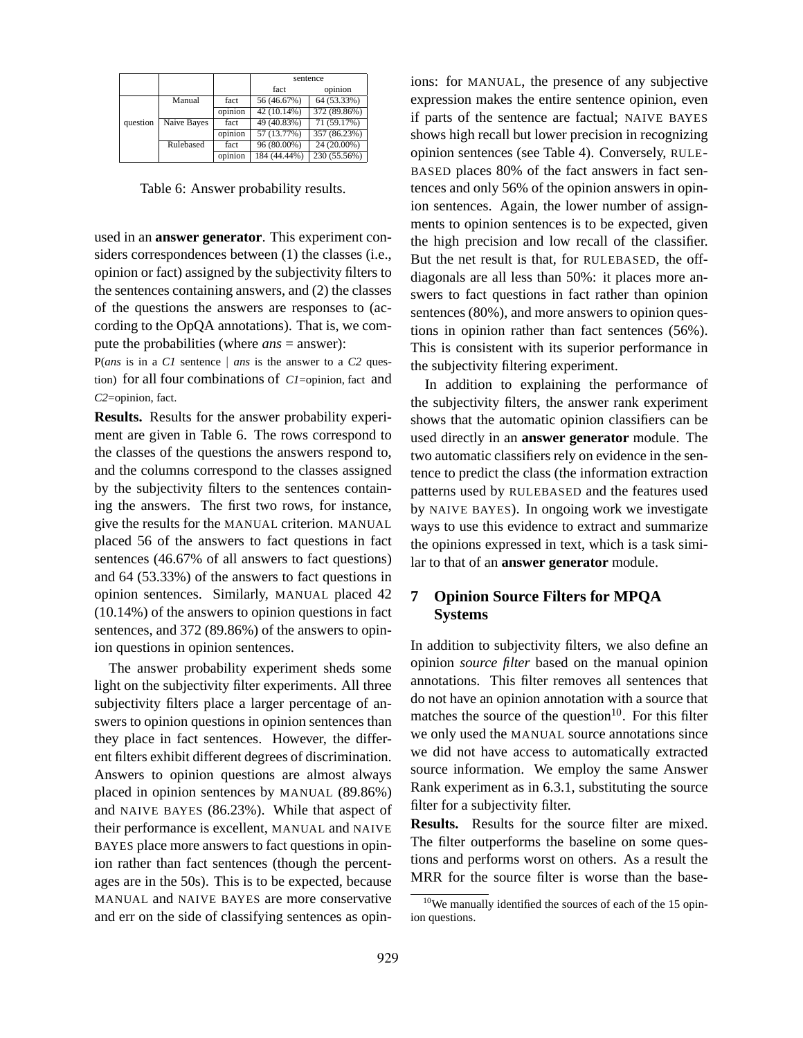| | | | sentence | |
|---|---|---|---|---|
| | | | fact | opinion |
| question | Manual | fact | 56 (46.67%) | 64 (53.33%) |
| | | opinion | 42 (10.14%) | 372 (89.86%) |
| | Naive Bayes | fact | 49 (40.83%) | 71 (59.17%) |
| | | opinion | 57 (13.77%) | 357 (86.23%) |
| | Rulebased | fact | 96 (80.00%) | 24 (20.00%) |
| | | opinion | 184 (44.44%) | 230 (55.56%) |

Table 6: Answer probability results.

used in an **answer generator**. This experiment considers correspondences between (1) the classes (i.e., opinion or fact) assigned by the subjectivity filters to the sentences containing answers, and (2) the classes of the questions the answers are responses to (according to the OpQA annotations). That is, we compute the probabilities (where *ans* = answer):

P(*ans* is in a *C1* sentence | *ans* is the answer to a *C2* question) for all four combinations of *C1*=opinion, fact and *C2*=opinion, fact.

**Results.** Results for the answer probability experiment are given in Table 6. The rows correspond to the classes of the questions the answers respond to, and the columns correspond to the classes assigned by the subjectivity filters to the sentences containing the answers. The first two rows, for instance, give the results for the MANUAL criterion. MANUAL placed 56 of the answers to fact questions in fact sentences (46.67% of all answers to fact questions) and 64 (53.33%) of the answers to fact questions in opinion sentences. Similarly, MANUAL placed 42 (10.14%) of the answers to opinion questions in fact sentences, and 372 (89.86%) of the answers to opinion questions in opinion sentences.

The answer probability experiment sheds some light on the subjectivity filter experiments. All three subjectivity filters place a larger percentage of answers to opinion questions in opinion sentences than they place in fact sentences. However, the different filters exhibit different degrees of discrimination. Answers to opinion questions are almost always placed in opinion sentences by MANUAL (89.86%) and NAIVE BAYES (86.23%). While that aspect of their performance is excellent, MANUAL and NAIVE BAYES place more answers to fact questions in opinion rather than fact sentences (though the percentages are in the 50s). This is to be expected, because MANUAL and NAIVE BAYES are more conservative and err on the side of classifying sentences as opinions: for MANUAL, the presence of any subjective expression makes the entire sentence opinion, even if parts of the sentence are factual; NAIVE BAYES shows high recall but lower precision in recognizing opinion sentences (see Table 4). Conversely, RULEBASED places 80% of the fact answers in fact sentences and only 56% of the opinion answers in opinion sentences. Again, the lower number of assignments to opinion sentences is to be expected, given the high precision and low recall of the classifier. But the net result is that, for RULEBASED, the off-diagonals are all less than 50%: it places more answers to fact questions in fact rather than opinion sentences (80%), and more answers to opinion questions in opinion rather than fact sentences (56%). This is consistent with its superior performance in the subjectivity filtering experiment.

In addition to explaining the performance of the subjectivity filters, the answer rank experiment shows that the automatic opinion classifiers can be used directly in an **answer generator** module. The two automatic classifiers rely on evidence in the sentence to predict the class (the information extraction patterns used by RULEBASED and the features used by NAIVE BAYES). In ongoing work we investigate ways to use this evidence to extract and summarize the opinions expressed in text, which is a task similar to that of an **answer generator** module.

## 7 Opinion Source Filters for MPQA Systems

In addition to subjectivity filters, we also define an opinion *source filter* based on the manual opinion annotations. This filter removes all sentences that do not have an opinion annotation with a source that matches the source of the question[10]. For this filter we only used the MANUAL source annotations since we did not have access to automatically extracted source information. We employ the same Answer Rank experiment as in 6.3.1, substituting the source filter for a subjectivity filter.

**Results.** Results for the source filter are mixed. The filter outperforms the baseline on some questions and performs worst on others. As a result the MRR for the source filter is worse than the base-

[10] We manually identified the sources of each of the 15 opinion questions.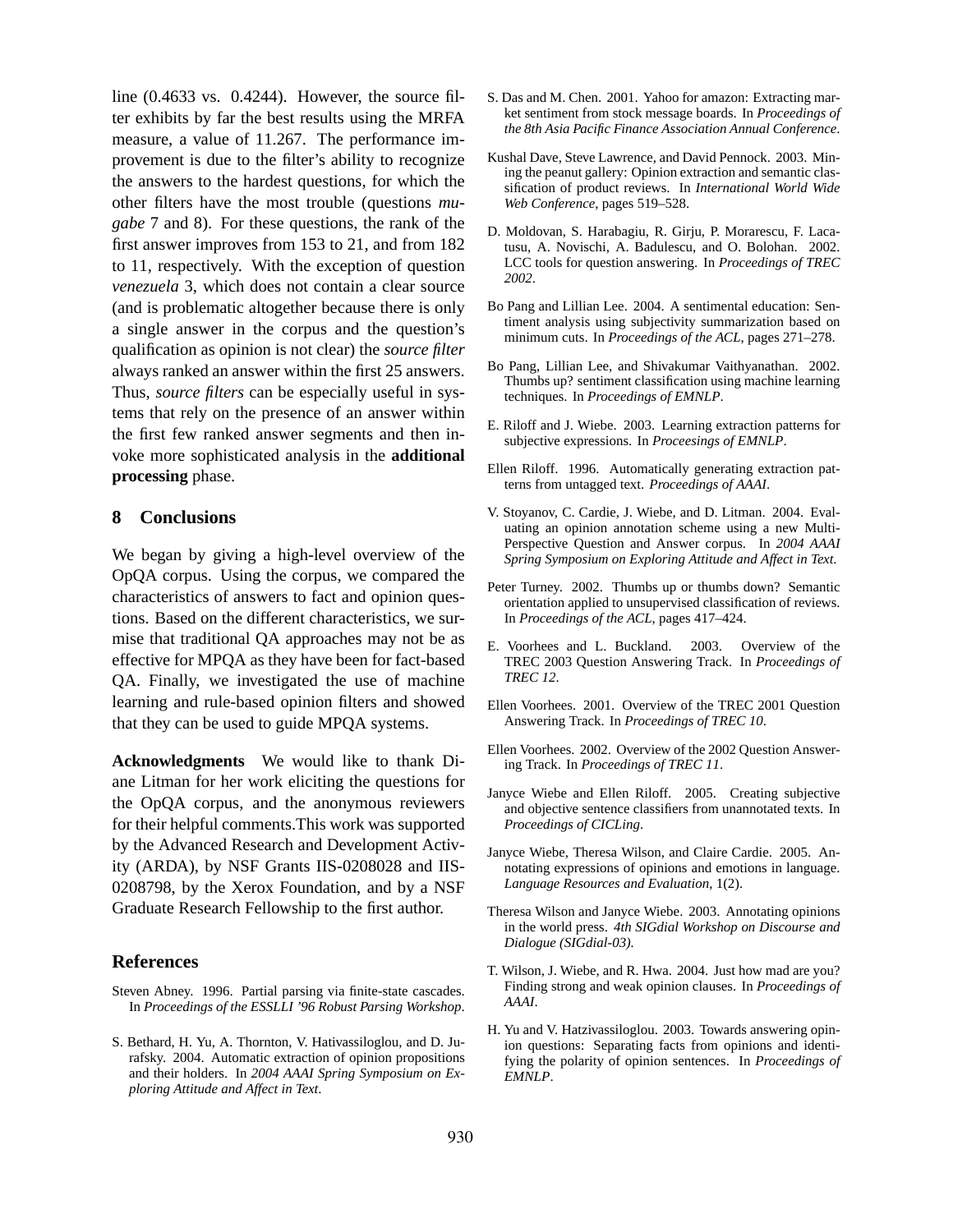line (0.4633 vs. 0.4244). However, the source filter exhibits by far the best results using the MRFA measure, a value of 11.267. The performance improvement is due to the filter's ability to recognize the answers to the hardest questions, for which the other filters have the most trouble (questions *mugabe* 7 and 8). For these questions, the rank of the first answer improves from 153 to 21, and from 182 to 11, respectively. With the exception of question *venezuela* 3, which does not contain a clear source (and is problematic altogether because there is only a single answer in the corpus and the question's qualification as opinion is not clear) the *source filter* always ranked an answer within the first 25 answers. Thus, *source filters* can be especially useful in systems that rely on the presence of an answer within the first few ranked answer segments and then invoke more sophisticated analysis in the **additional processing** phase.

## 8 Conclusions

We began by giving a high-level overview of the OpQA corpus. Using the corpus, we compared the characteristics of answers to fact and opinion questions. Based on the different characteristics, we surmise that traditional QA approaches may not be as effective for MPQA as they have been for fact-based QA. Finally, we investigated the use of machine learning and rule-based opinion filters and showed that they can be used to guide MPQA systems.

**Acknowledgments** We would like to thank Diane Litman for her work eliciting the questions for the OpQA corpus, and the anonymous reviewers for their helpful comments.This work was supported by the Advanced Research and Development Activity (ARDA), by NSF Grants IIS-0208028 and IIS-0208798, by the Xerox Foundation, and by a NSF Graduate Research Fellowship to the first author.

## References

Steven Abney. 1996. Partial parsing via finite-state cascades. In *Proceedings of the ESSLLI '96 Robust Parsing Workshop*.

S. Bethard, H. Yu, A. Thornton, V. Hativassiloglou, and D. Jurafsky. 2004. Automatic extraction of opinion propositions and their holders. In *2004 AAAI Spring Symposium on Exploring Attitude and Affect in Text*.

S. Das and M. Chen. 2001. Yahoo for amazon: Extracting market sentiment from stock message boards. In *Proceedings of the 8th Asia Pacific Finance Association Annual Conference*.

Kushal Dave, Steve Lawrence, and David Pennock. 2003. Mining the peanut gallery: Opinion extraction and semantic classification of product reviews. In *International World Wide Web Conference*, pages 519–528.

D. Moldovan, S. Harabagiu, R. Girju, P. Morarescu, F. Lacatusu, A. Novischi, A. Badulescu, and O. Bolohan. 2002. LCC tools for question answering. In *Proceedings of TREC 2002*.

Bo Pang and Lillian Lee. 2004. A sentimental education: Sentiment analysis using subjectivity summarization based on minimum cuts. In *Proceedings of the ACL*, pages 271–278.

Bo Pang, Lillian Lee, and Shivakumar Vaithyanathan. 2002. Thumbs up? sentiment classification using machine learning techniques. In *Proceedings of EMNLP*.

E. Riloff and J. Wiebe. 2003. Learning extraction patterns for subjective expressions. In *Proceesings of EMNLP*.

Ellen Riloff. 1996. Automatically generating extraction patterns from untagged text. *Proceedings of AAAI*.

V. Stoyanov, C. Cardie, J. Wiebe, and D. Litman. 2004. Evaluating an opinion annotation scheme using a new Multi-Perspective Question and Answer corpus. In *2004 AAAI Spring Symposium on Exploring Attitude and Affect in Text*.

Peter Turney. 2002. Thumbs up or thumbs down? Semantic orientation applied to unsupervised classification of reviews. In *Proceedings of the ACL*, pages 417–424.

E. Voorhees and L. Buckland. 2003. Overview of the TREC 2003 Question Answering Track. In *Proceedings of TREC 12*.

Ellen Voorhees. 2001. Overview of the TREC 2001 Question Answering Track. In *Proceedings of TREC 10*.

Ellen Voorhees. 2002. Overview of the 2002 Question Answering Track. In *Proceedings of TREC 11*.

Janyce Wiebe and Ellen Riloff. 2005. Creating subjective and objective sentence classifiers from unannotated texts. In *Proceedings of CICLing*.

Janyce Wiebe, Theresa Wilson, and Claire Cardie. 2005. Annotating expressions of opinions and emotions in language. *Language Resources and Evaluation*, 1(2).

Theresa Wilson and Janyce Wiebe. 2003. Annotating opinions in the world press. *4th SIGdial Workshop on Discourse and Dialogue (SIGdial-03)*.

T. Wilson, J. Wiebe, and R. Hwa. 2004. Just how mad are you? Finding strong and weak opinion clauses. In *Proceedings of AAAI*.

H. Yu and V. Hatzivassiloglou. 2003. Towards answering opinion questions: Separating facts from opinions and identifying the polarity of opinion sentences. In *Proceedings of EMNLP*.